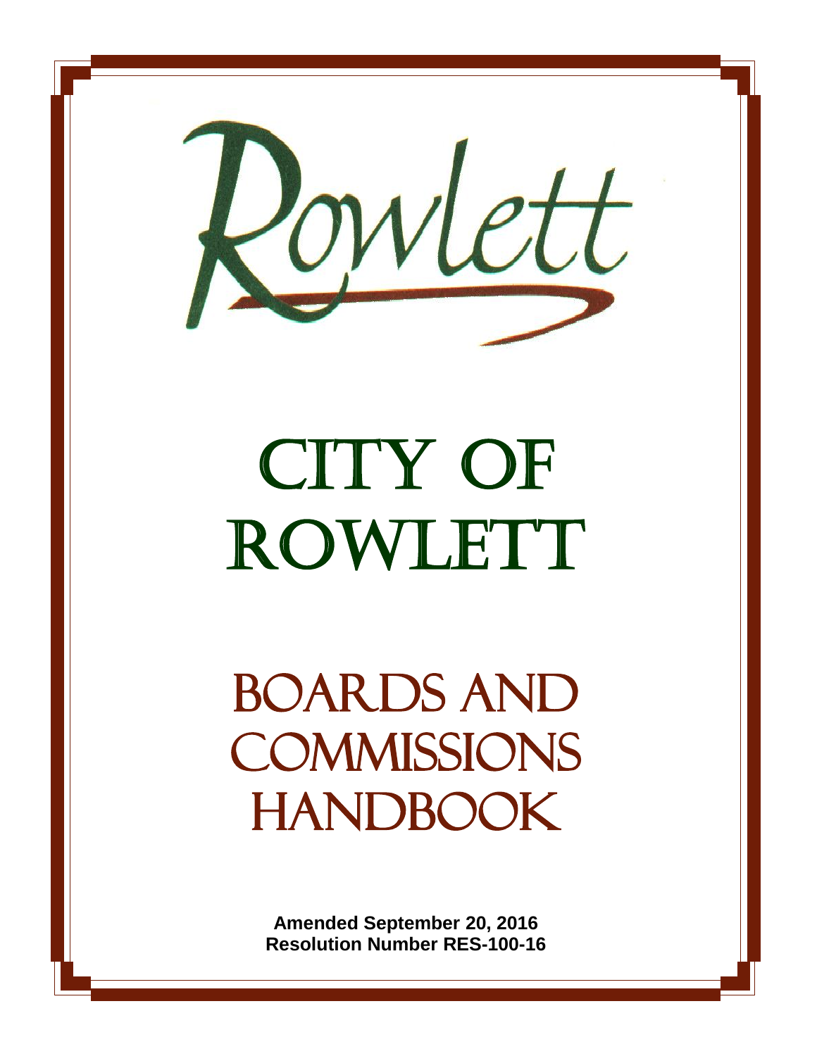Rowlett

# CITY OF ROWLETT

# BOARDS AND COMMISSIONS HANDBOOK

**Amended September 20, 2016**
**Resolution Number RES-100-16**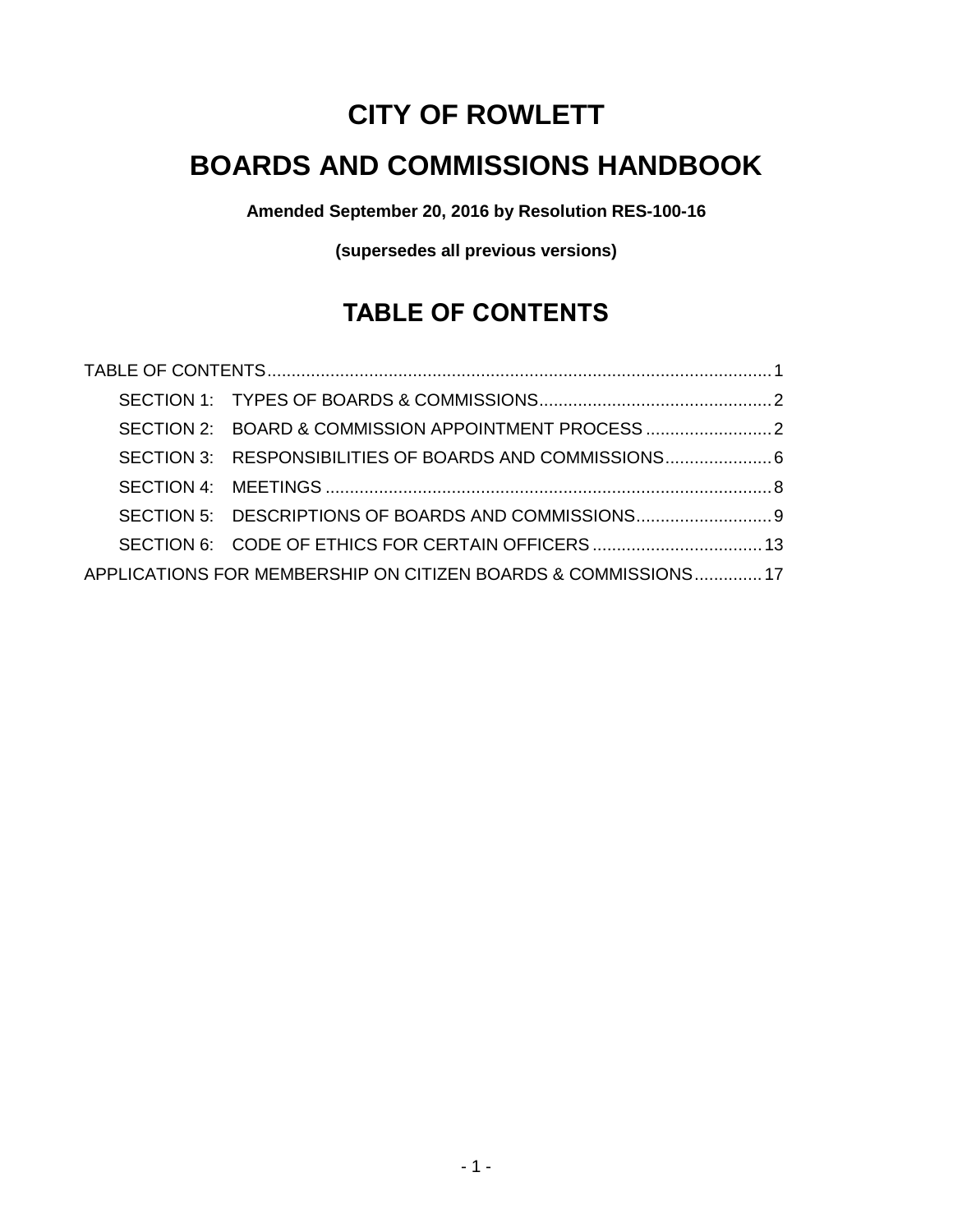# CITY OF ROWLETT

# BOARDS AND COMMISSIONS HANDBOOK

**Amended September 20, 2016 by Resolution RES-100-16**

**(supersedes all previous versions)**

## TABLE OF CONTENTS

TABLE OF CONTENTS........................................................................................................1

- SECTION 1: TYPES OF BOARDS & COMMISSIONS...............................................2
- SECTION 2: BOARD & COMMISSION APPOINTMENT PROCESS..........................2
- SECTION 3: RESPONSIBILITIES OF BOARDS AND COMMISSIONS......................6
- SECTION 4: MEETINGS..........................................................................................8
- SECTION 5: DESCRIPTIONS OF BOARDS AND COMMISSIONS............................9
- SECTION 6: CODE OF ETHICS FOR CERTAIN OFFICERS...................................13

APPLICATIONS FOR MEMBERSHIP ON CITIZEN BOARDS & COMMISSIONS.............17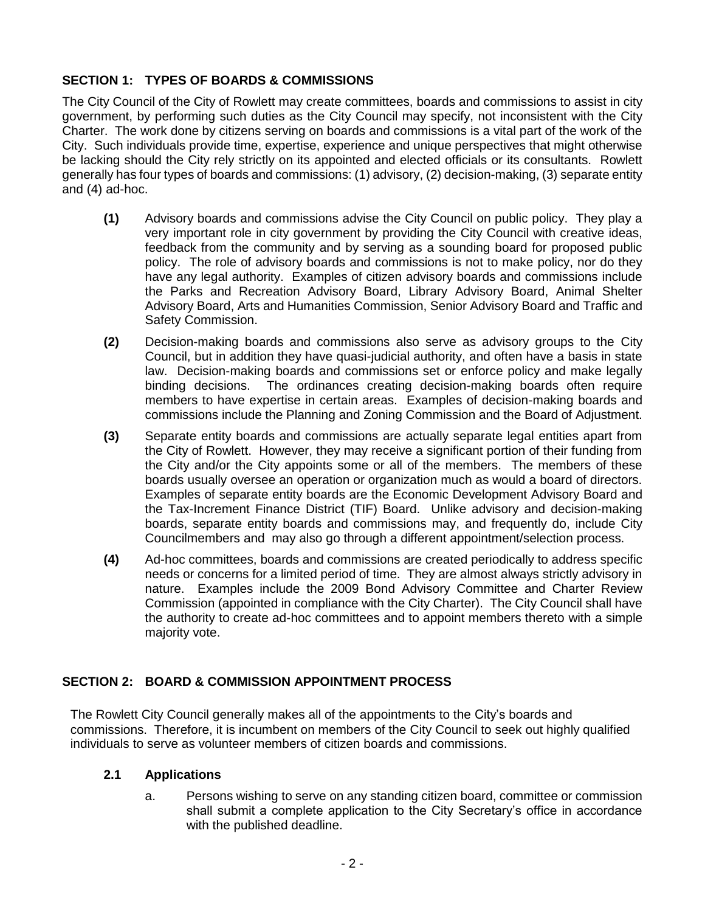## SECTION 1: TYPES OF BOARDS & COMMISSIONS

The City Council of the City of Rowlett may create committees, boards and commissions to assist in city government, by performing such duties as the City Council may specify, not inconsistent with the City Charter. The work done by citizens serving on boards and commissions is a vital part of the work of the City. Such individuals provide time, expertise, experience and unique perspectives that might otherwise be lacking should the City rely strictly on its appointed and elected officials or its consultants. Rowlett generally has four types of boards and commissions: (1) advisory, (2) decision-making, (3) separate entity and (4) ad-hoc.

**(1)** Advisory boards and commissions advise the City Council on public policy. They play a very important role in city government by providing the City Council with creative ideas, feedback from the community and by serving as a sounding board for proposed public policy. The role of advisory boards and commissions is not to make policy, nor do they have any legal authority. Examples of citizen advisory boards and commissions include the Parks and Recreation Advisory Board, Library Advisory Board, Animal Shelter Advisory Board, Arts and Humanities Commission, Senior Advisory Board and Traffic and Safety Commission.

**(2)** Decision-making boards and commissions also serve as advisory groups to the City Council, but in addition they have quasi-judicial authority, and often have a basis in state law. Decision-making boards and commissions set or enforce policy and make legally binding decisions. The ordinances creating decision-making boards often require members to have expertise in certain areas. Examples of decision-making boards and commissions include the Planning and Zoning Commission and the Board of Adjustment.

**(3)** Separate entity boards and commissions are actually separate legal entities apart from the City of Rowlett. However, they may receive a significant portion of their funding from the City and/or the City appoints some or all of the members. The members of these boards usually oversee an operation or organization much as would a board of directors. Examples of separate entity boards are the Economic Development Advisory Board and the Tax-Increment Finance District (TIF) Board. Unlike advisory and decision-making boards, separate entity boards and commissions may, and frequently do, include City Councilmembers and may also go through a different appointment/selection process.

**(4)** Ad-hoc committees, boards and commissions are created periodically to address specific needs or concerns for a limited period of time. They are almost always strictly advisory in nature. Examples include the 2009 Bond Advisory Committee and Charter Review Commission (appointed in compliance with the City Charter). The City Council shall have the authority to create ad-hoc committees and to appoint members thereto with a simple majority vote.

## SECTION 2: BOARD & COMMISSION APPOINTMENT PROCESS

The Rowlett City Council generally makes all of the appointments to the City's boards and commissions. Therefore, it is incumbent on members of the City Council to seek out highly qualified individuals to serve as volunteer members of citizen boards and commissions.

### 2.1 Applications

a. Persons wishing to serve on any standing citizen board, committee or commission shall submit a complete application to the City Secretary's office in accordance with the published deadline.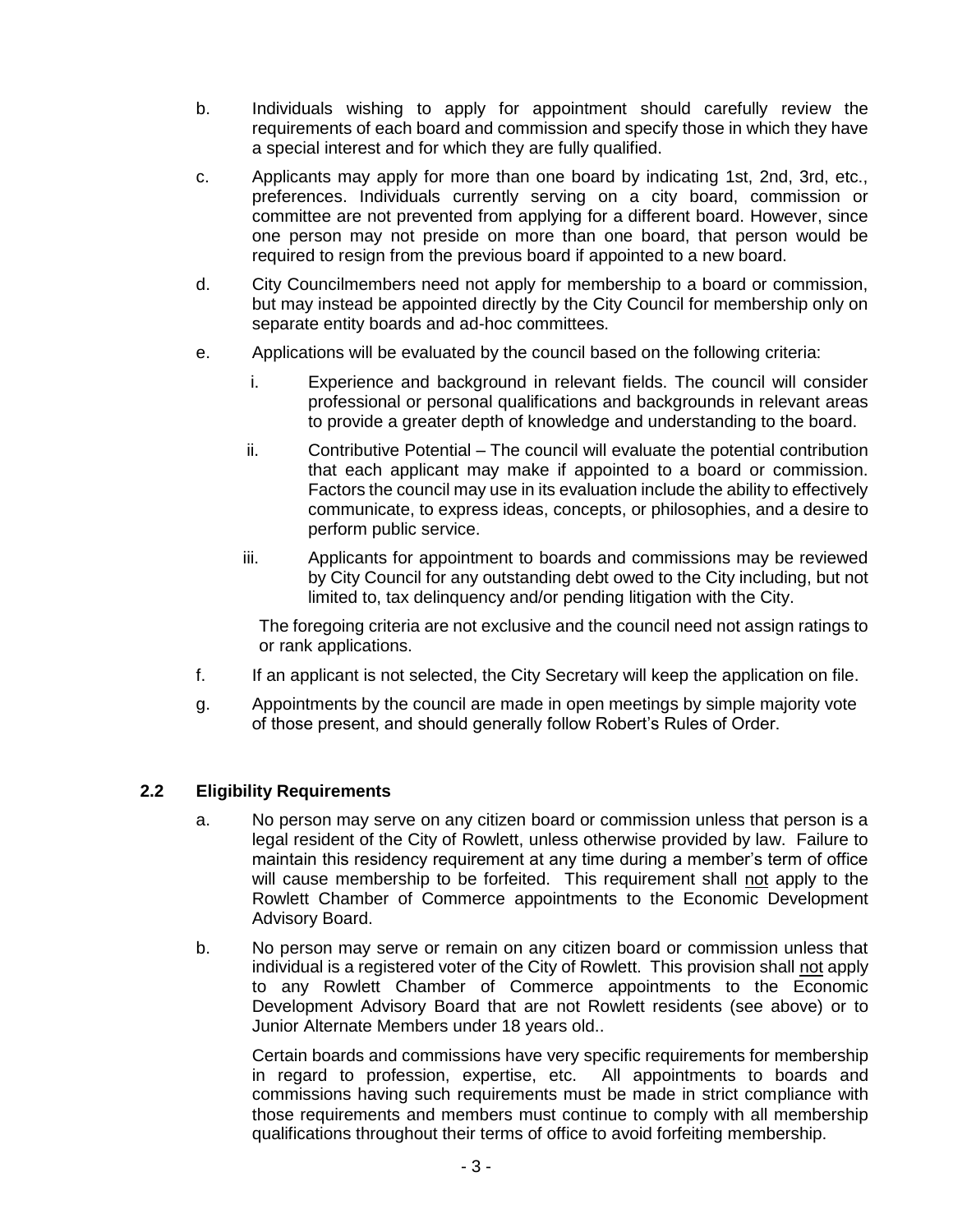b. Individuals wishing to apply for appointment should carefully review the requirements of each board and commission and specify those in which they have a special interest and for which they are fully qualified.

c. Applicants may apply for more than one board by indicating 1st, 2nd, 3rd, etc., preferences. Individuals currently serving on a city board, commission or committee are not prevented from applying for a different board. However, since one person may not preside on more than one board, that person would be required to resign from the previous board if appointed to a new board.

d. City Councilmembers need not apply for membership to a board or commission, but may instead be appointed directly by the City Council for membership only on separate entity boards and ad-hoc committees.

e. Applications will be evaluated by the council based on the following criteria:

   i. Experience and background in relevant fields. The council will consider professional or personal qualifications and backgrounds in relevant areas to provide a greater depth of knowledge and understanding to the board.

   ii. Contributive Potential – The council will evaluate the potential contribution that each applicant may make if appointed to a board or commission. Factors the council may use in its evaluation include the ability to effectively communicate, to express ideas, concepts, or philosophies, and a desire to perform public service.

   iii. Applicants for appointment to boards and commissions may be reviewed by City Council for any outstanding debt owed to the City including, but not limited to, tax delinquency and/or pending litigation with the City.

   The foregoing criteria are not exclusive and the council need not assign ratings to or rank applications.

f. If an applicant is not selected, the City Secretary will keep the application on file.

g. Appointments by the council are made in open meetings by simple majority vote of those present, and should generally follow Robert's Rules of Order.

### 2.2 Eligibility Requirements

a. No person may serve on any citizen board or commission unless that person is a legal resident of the City of Rowlett, unless otherwise provided by law. Failure to maintain this residency requirement at any time during a member's term of office will cause membership to be forfeited. This requirement shall <u>not</u> apply to the Rowlett Chamber of Commerce appointments to the Economic Development Advisory Board.

b. No person may serve or remain on any citizen board or commission unless that individual is a registered voter of the City of Rowlett. This provision shall <u>not</u> apply to any Rowlett Chamber of Commerce appointments to the Economic Development Advisory Board that are not Rowlett residents (see above) or to Junior Alternate Members under 18 years old..

   Certain boards and commissions have very specific requirements for membership in regard to profession, expertise, etc. All appointments to boards and commissions having such requirements must be made in strict compliance with those requirements and members must continue to comply with all membership qualifications throughout their terms of office to avoid forfeiting membership.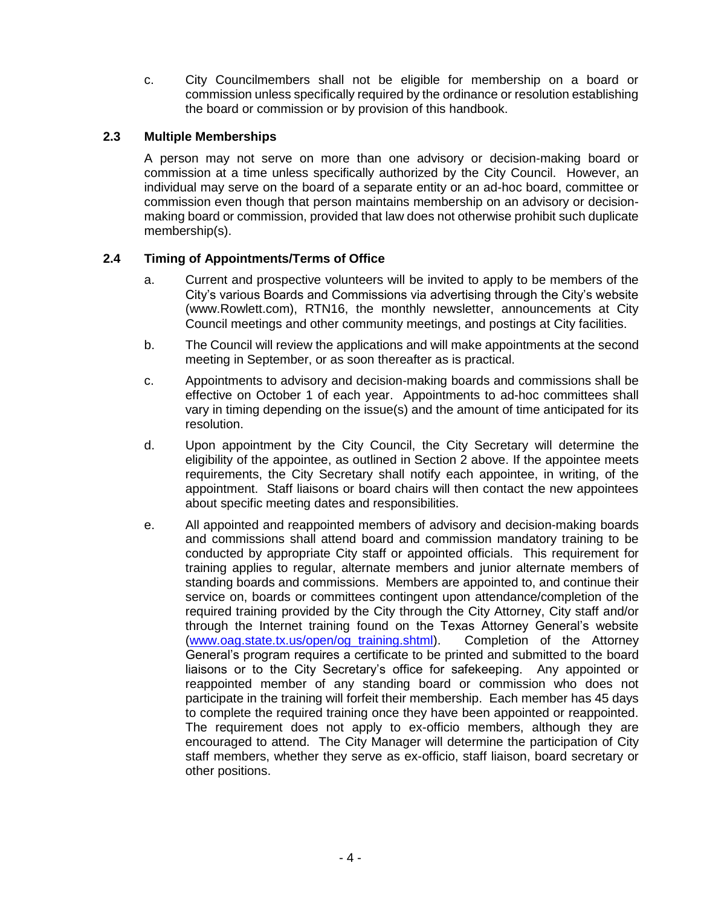c. City Councilmembers shall not be eligible for membership on a board or commission unless specifically required by the ordinance or resolution establishing the board or commission or by provision of this handbook.

### 2.3 Multiple Memberships

A person may not serve on more than one advisory or decision-making board or commission at a time unless specifically authorized by the City Council. However, an individual may serve on the board of a separate entity or an ad-hoc board, committee or commission even though that person maintains membership on an advisory or decision-making board or commission, provided that law does not otherwise prohibit such duplicate membership(s).

### 2.4 Timing of Appointments/Terms of Office

a. Current and prospective volunteers will be invited to apply to be members of the City's various Boards and Commissions via advertising through the City's website (www.Rowlett.com), RTN16, the monthly newsletter, announcements at City Council meetings and other community meetings, and postings at City facilities.

b. The Council will review the applications and will make appointments at the second meeting in September, or as soon thereafter as is practical.

c. Appointments to advisory and decision-making boards and commissions shall be effective on October 1 of each year. Appointments to ad-hoc committees shall vary in timing depending on the issue(s) and the amount of time anticipated for its resolution.

d. Upon appointment by the City Council, the City Secretary will determine the eligibility of the appointee, as outlined in Section 2 above. If the appointee meets requirements, the City Secretary shall notify each appointee, in writing, of the appointment. Staff liaisons or board chairs will then contact the new appointees about specific meeting dates and responsibilities.

e. All appointed and reappointed members of advisory and decision-making boards and commissions shall attend board and commission mandatory training to be conducted by appropriate City staff or appointed officials. This requirement for training applies to regular, alternate members and junior alternate members of standing boards and commissions. Members are appointed to, and continue their service on, boards or committees contingent upon attendance/completion of the required training provided by the City through the City Attorney, City staff and/or through the Internet training found on the Texas Attorney General's website (www.oag.state.tx.us/open/og_training.shtml). Completion of the Attorney General's program requires a certificate to be printed and submitted to the board liaisons or to the City Secretary's office for safekeeping. Any appointed or reappointed member of any standing board or commission who does not participate in the training will forfeit their membership. Each member has 45 days to complete the required training once they have been appointed or reappointed. The requirement does not apply to ex-officio members, although they are encouraged to attend. The City Manager will determine the participation of City staff members, whether they serve as ex-officio, staff liaison, board secretary or other positions.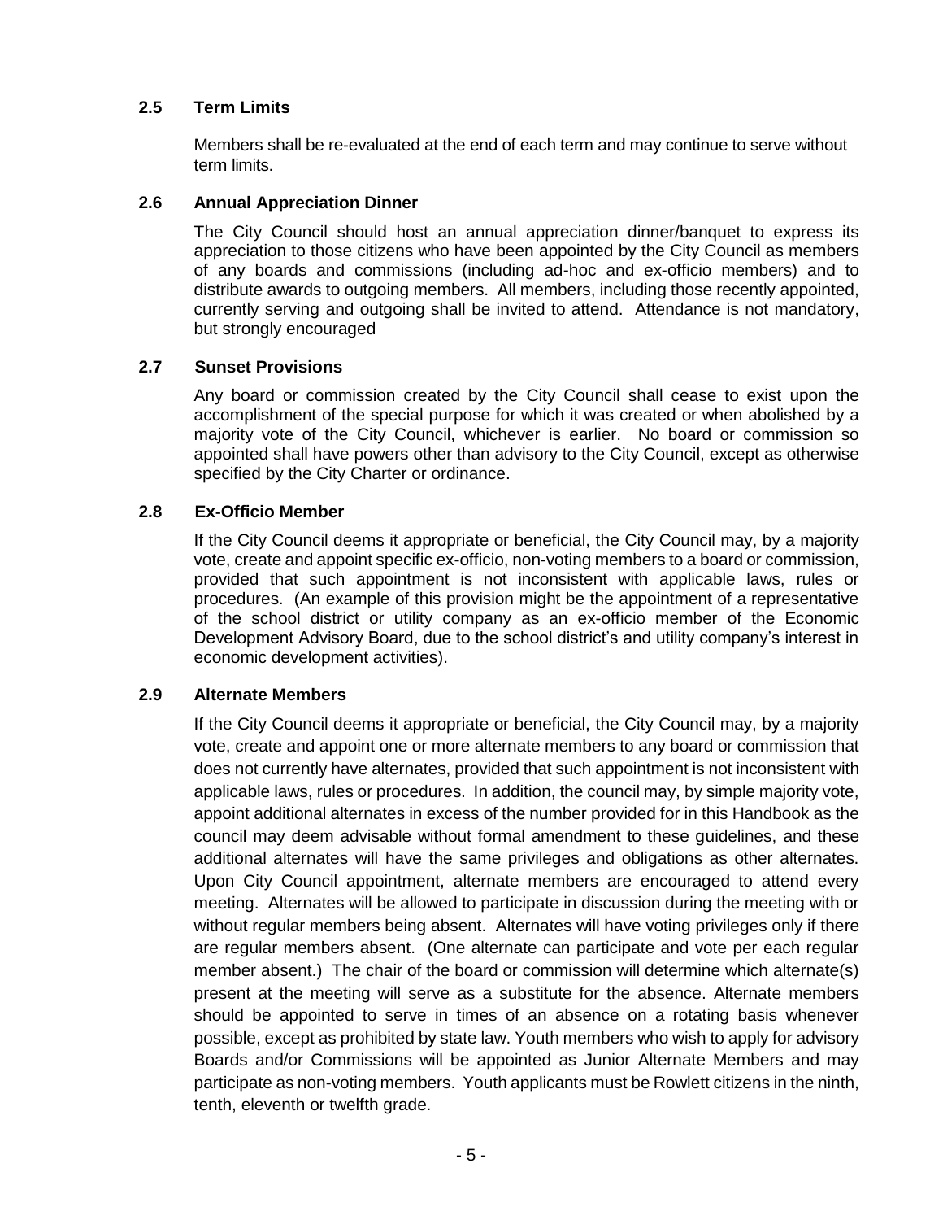### 2.5 Term Limits

Members shall be re-evaluated at the end of each term and may continue to serve without term limits.

### 2.6 Annual Appreciation Dinner

The City Council should host an annual appreciation dinner/banquet to express its appreciation to those citizens who have been appointed by the City Council as members of any boards and commissions (including ad-hoc and ex-officio members) and to distribute awards to outgoing members. All members, including those recently appointed, currently serving and outgoing shall be invited to attend. Attendance is not mandatory, but strongly encouraged

### 2.7 Sunset Provisions

Any board or commission created by the City Council shall cease to exist upon the accomplishment of the special purpose for which it was created or when abolished by a majority vote of the City Council, whichever is earlier. No board or commission so appointed shall have powers other than advisory to the City Council, except as otherwise specified by the City Charter or ordinance.

### 2.8 Ex-Officio Member

If the City Council deems it appropriate or beneficial, the City Council may, by a majority vote, create and appoint specific ex-officio, non-voting members to a board or commission, provided that such appointment is not inconsistent with applicable laws, rules or procedures. (An example of this provision might be the appointment of a representative of the school district or utility company as an ex-officio member of the Economic Development Advisory Board, due to the school district's and utility company's interest in economic development activities).

### 2.9 Alternate Members

If the City Council deems it appropriate or beneficial, the City Council may, by a majority vote, create and appoint one or more alternate members to any board or commission that does not currently have alternates, provided that such appointment is not inconsistent with applicable laws, rules or procedures. In addition, the council may, by simple majority vote, appoint additional alternates in excess of the number provided for in this Handbook as the council may deem advisable without formal amendment to these guidelines, and these additional alternates will have the same privileges and obligations as other alternates. Upon City Council appointment, alternate members are encouraged to attend every meeting. Alternates will be allowed to participate in discussion during the meeting with or without regular members being absent. Alternates will have voting privileges only if there are regular members absent. (One alternate can participate and vote per each regular member absent.) The chair of the board or commission will determine which alternate(s) present at the meeting will serve as a substitute for the absence. Alternate members should be appointed to serve in times of an absence on a rotating basis whenever possible, except as prohibited by state law. Youth members who wish to apply for advisory Boards and/or Commissions will be appointed as Junior Alternate Members and may participate as non-voting members. Youth applicants must be Rowlett citizens in the ninth, tenth, eleventh or twelfth grade.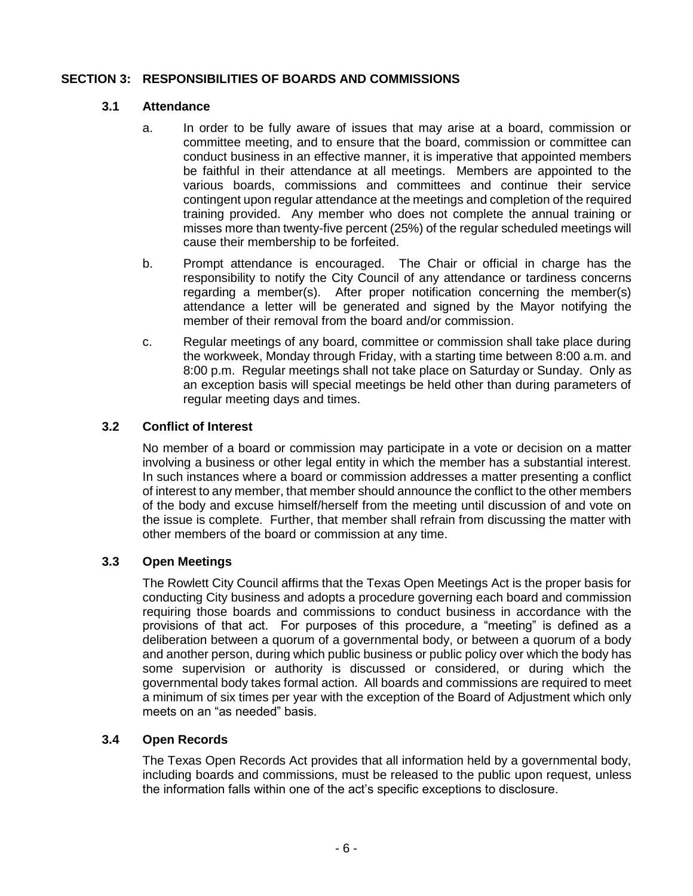## SECTION 3: RESPONSIBILITIES OF BOARDS AND COMMISSIONS

### 3.1 Attendance

a. In order to be fully aware of issues that may arise at a board, commission or committee meeting, and to ensure that the board, commission or committee can conduct business in an effective manner, it is imperative that appointed members be faithful in their attendance at all meetings. Members are appointed to the various boards, commissions and committees and continue their service contingent upon regular attendance at the meetings and completion of the required training provided. Any member who does not complete the annual training or misses more than twenty-five percent (25%) of the regular scheduled meetings will cause their membership to be forfeited.

b. Prompt attendance is encouraged. The Chair or official in charge has the responsibility to notify the City Council of any attendance or tardiness concerns regarding a member(s). After proper notification concerning the member(s) attendance a letter will be generated and signed by the Mayor notifying the member of their removal from the board and/or commission.

c. Regular meetings of any board, committee or commission shall take place during the workweek, Monday through Friday, with a starting time between 8:00 a.m. and 8:00 p.m. Regular meetings shall not take place on Saturday or Sunday. Only as an exception basis will special meetings be held other than during parameters of regular meeting days and times.

### 3.2 Conflict of Interest

No member of a board or commission may participate in a vote or decision on a matter involving a business or other legal entity in which the member has a substantial interest. In such instances where a board or commission addresses a matter presenting a conflict of interest to any member, that member should announce the conflict to the other members of the body and excuse himself/herself from the meeting until discussion of and vote on the issue is complete. Further, that member shall refrain from discussing the matter with other members of the board or commission at any time.

### 3.3 Open Meetings

The Rowlett City Council affirms that the Texas Open Meetings Act is the proper basis for conducting City business and adopts a procedure governing each board and commission requiring those boards and commissions to conduct business in accordance with the provisions of that act. For purposes of this procedure, a "meeting" is defined as a deliberation between a quorum of a governmental body, or between a quorum of a body and another person, during which public business or public policy over which the body has some supervision or authority is discussed or considered, or during which the governmental body takes formal action. All boards and commissions are required to meet a minimum of six times per year with the exception of the Board of Adjustment which only meets on an "as needed" basis.

### 3.4 Open Records

The Texas Open Records Act provides that all information held by a governmental body, including boards and commissions, must be released to the public upon request, unless the information falls within one of the act's specific exceptions to disclosure.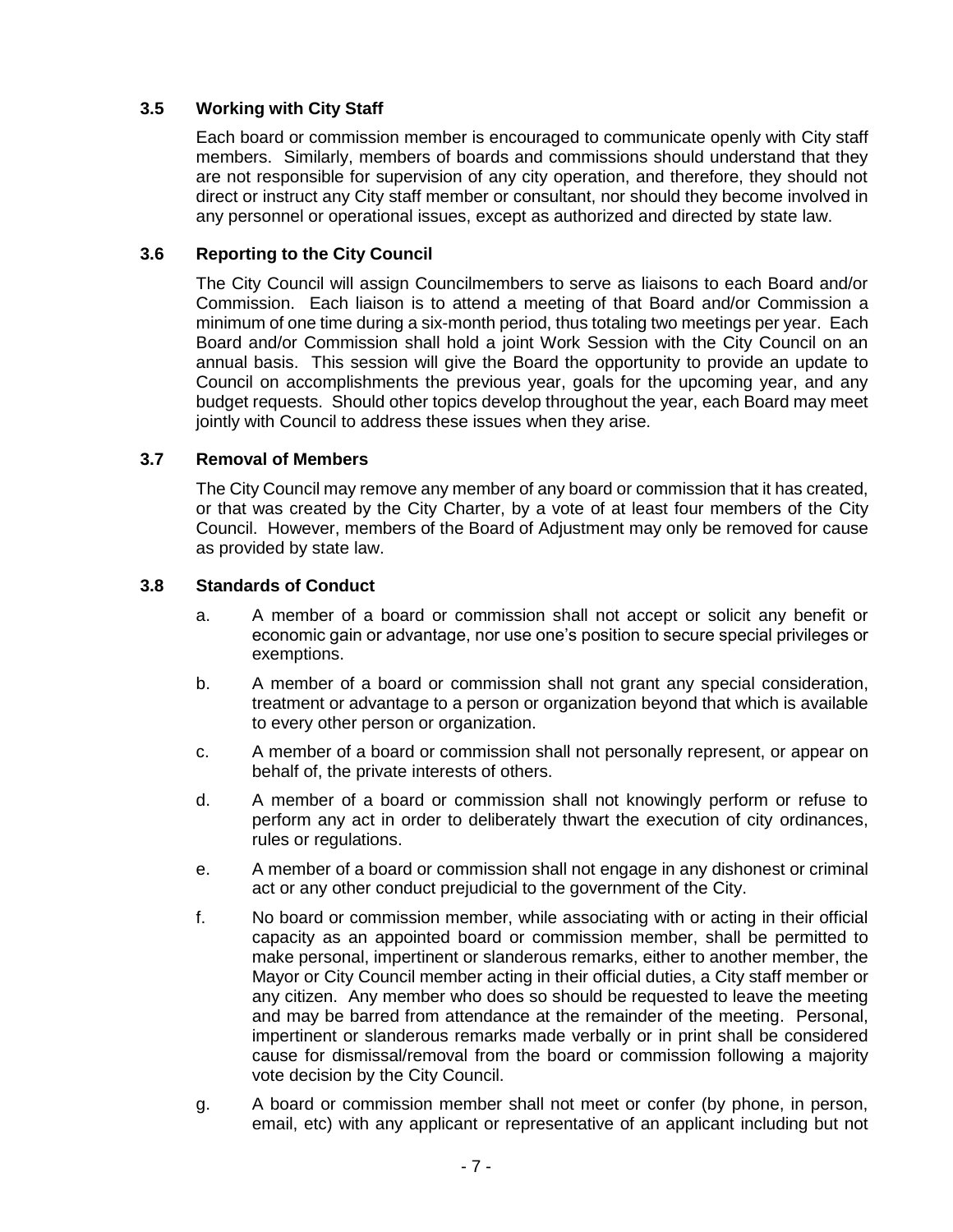### 3.5 Working with City Staff

Each board or commission member is encouraged to communicate openly with City staff members. Similarly, members of boards and commissions should understand that they are not responsible for supervision of any city operation, and therefore, they should not direct or instruct any City staff member or consultant, nor should they become involved in any personnel or operational issues, except as authorized and directed by state law.

### 3.6 Reporting to the City Council

The City Council will assign Councilmembers to serve as liaisons to each Board and/or Commission. Each liaison is to attend a meeting of that Board and/or Commission a minimum of one time during a six-month period, thus totaling two meetings per year. Each Board and/or Commission shall hold a joint Work Session with the City Council on an annual basis. This session will give the Board the opportunity to provide an update to Council on accomplishments the previous year, goals for the upcoming year, and any budget requests. Should other topics develop throughout the year, each Board may meet jointly with Council to address these issues when they arise.

### 3.7 Removal of Members

The City Council may remove any member of any board or commission that it has created, or that was created by the City Charter, by a vote of at least four members of the City Council. However, members of the Board of Adjustment may only be removed for cause as provided by state law.

### 3.8 Standards of Conduct

a. A member of a board or commission shall not accept or solicit any benefit or economic gain or advantage, nor use one's position to secure special privileges or exemptions.

b. A member of a board or commission shall not grant any special consideration, treatment or advantage to a person or organization beyond that which is available to every other person or organization.

c. A member of a board or commission shall not personally represent, or appear on behalf of, the private interests of others.

d. A member of a board or commission shall not knowingly perform or refuse to perform any act in order to deliberately thwart the execution of city ordinances, rules or regulations.

e. A member of a board or commission shall not engage in any dishonest or criminal act or any other conduct prejudicial to the government of the City.

f. No board or commission member, while associating with or acting in their official capacity as an appointed board or commission member, shall be permitted to make personal, impertinent or slanderous remarks, either to another member, the Mayor or City Council member acting in their official duties, a City staff member or any citizen. Any member who does so should be requested to leave the meeting and may be barred from attendance at the remainder of the meeting. Personal, impertinent or slanderous remarks made verbally or in print shall be considered cause for dismissal/removal from the board or commission following a majority vote decision by the City Council.

g. A board or commission member shall not meet or confer (by phone, in person, email, etc) with any applicant or representative of an applicant including but not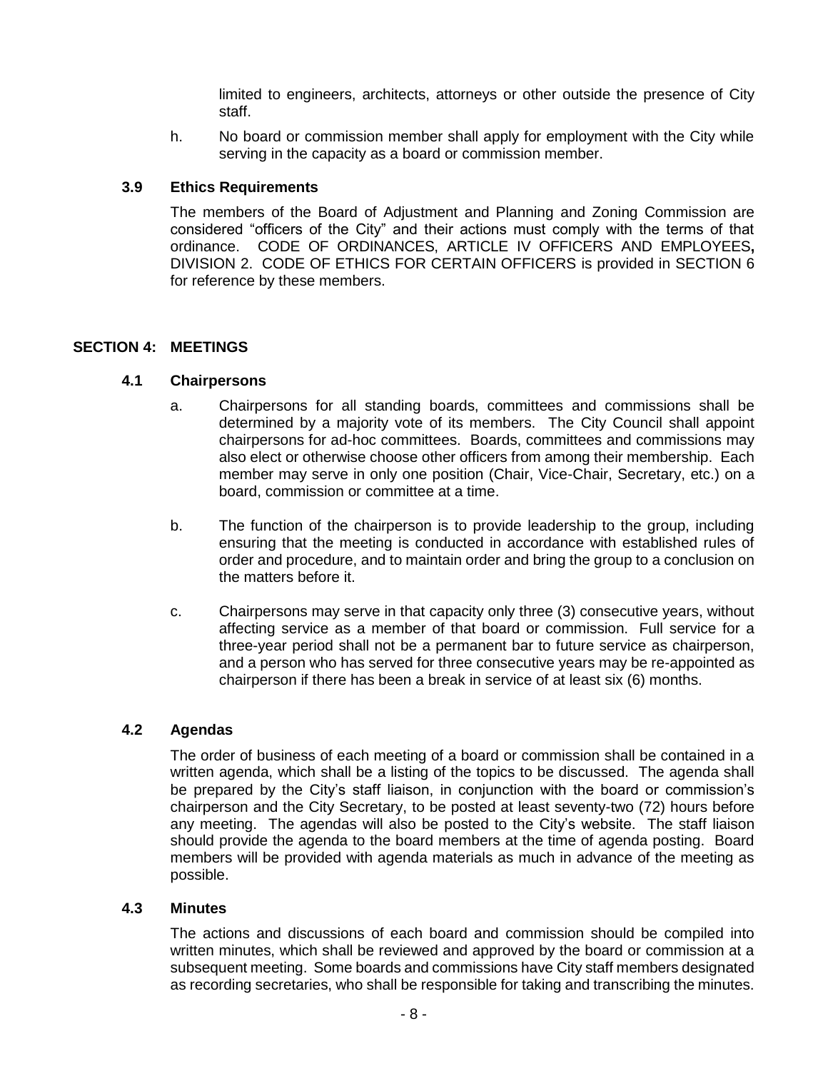limited to engineers, architects, attorneys or other outside the presence of City staff.

h. No board or commission member shall apply for employment with the City while serving in the capacity as a board or commission member.

### 3.9 Ethics Requirements

The members of the Board of Adjustment and Planning and Zoning Commission are considered "officers of the City" and their actions must comply with the terms of that ordinance. CODE OF ORDINANCES, ARTICLE IV OFFICERS AND EMPLOYEES**,** DIVISION 2. CODE OF ETHICS FOR CERTAIN OFFICERS is provided in SECTION 6 for reference by these members.

## SECTION 4: MEETINGS

### 4.1 Chairpersons

a. Chairpersons for all standing boards, committees and commissions shall be determined by a majority vote of its members. The City Council shall appoint chairpersons for ad-hoc committees. Boards, committees and commissions may also elect or otherwise choose other officers from among their membership. Each member may serve in only one position (Chair, Vice-Chair, Secretary, etc.) on a board, commission or committee at a time.

b. The function of the chairperson is to provide leadership to the group, including ensuring that the meeting is conducted in accordance with established rules of order and procedure, and to maintain order and bring the group to a conclusion on the matters before it.

c. Chairpersons may serve in that capacity only three (3) consecutive years, without affecting service as a member of that board or commission. Full service for a three-year period shall not be a permanent bar to future service as chairperson, and a person who has served for three consecutive years may be re-appointed as chairperson if there has been a break in service of at least six (6) months.

### 4.2 Agendas

The order of business of each meeting of a board or commission shall be contained in a written agenda, which shall be a listing of the topics to be discussed. The agenda shall be prepared by the City's staff liaison, in conjunction with the board or commission's chairperson and the City Secretary, to be posted at least seventy-two (72) hours before any meeting. The agendas will also be posted to the City's website. The staff liaison should provide the agenda to the board members at the time of agenda posting. Board members will be provided with agenda materials as much in advance of the meeting as possible.

### 4.3 Minutes

The actions and discussions of each board and commission should be compiled into written minutes, which shall be reviewed and approved by the board or commission at a subsequent meeting. Some boards and commissions have City staff members designated as recording secretaries, who shall be responsible for taking and transcribing the minutes.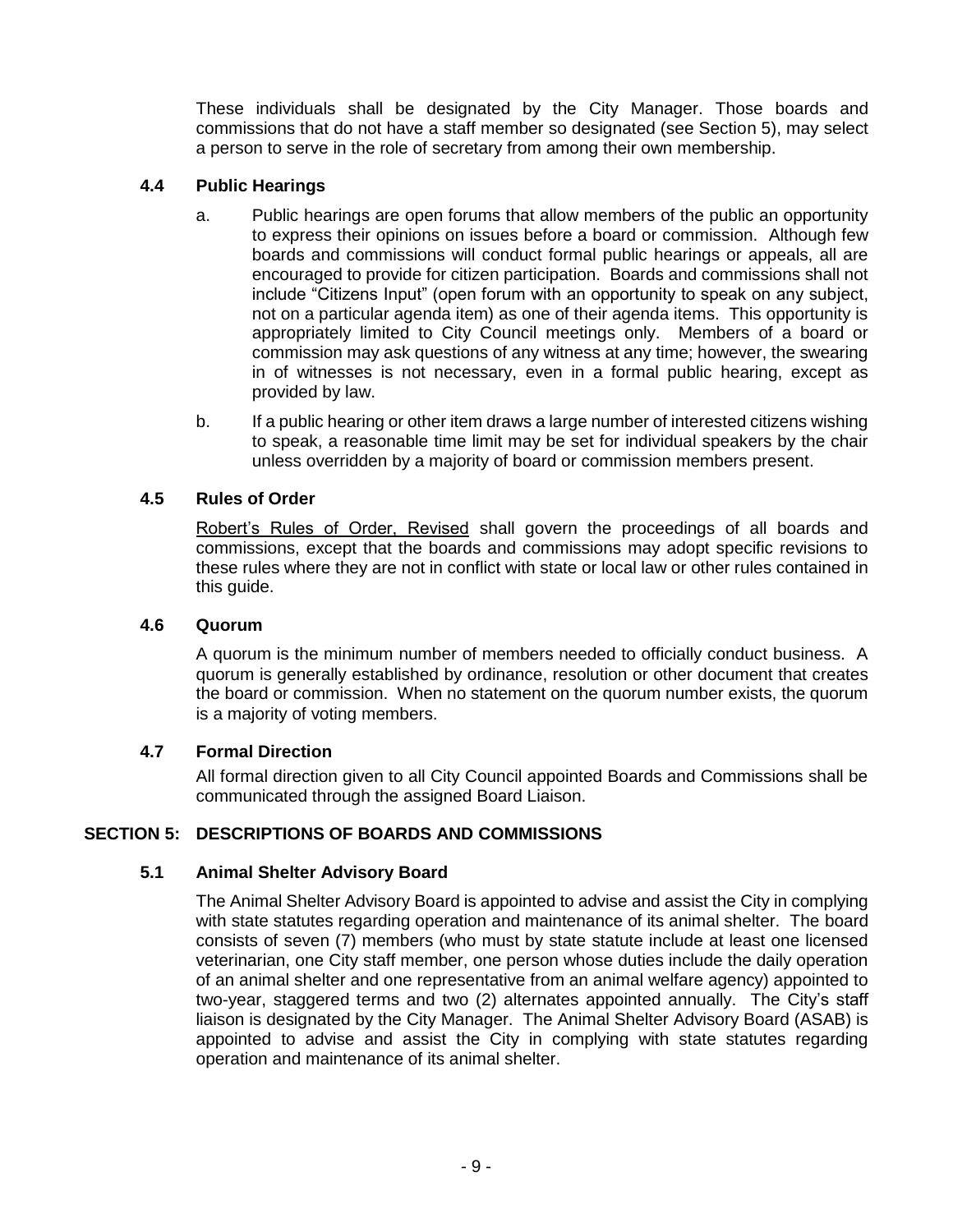These individuals shall be designated by the City Manager. Those boards and commissions that do not have a staff member so designated (see Section 5), may select a person to serve in the role of secretary from among their own membership.

### 4.4 Public Hearings

a. Public hearings are open forums that allow members of the public an opportunity to express their opinions on issues before a board or commission. Although few boards and commissions will conduct formal public hearings or appeals, all are encouraged to provide for citizen participation. Boards and commissions shall not include "Citizens Input" (open forum with an opportunity to speak on any subject, not on a particular agenda item) as one of their agenda items. This opportunity is appropriately limited to City Council meetings only. Members of a board or commission may ask questions of any witness at any time; however, the swearing in of witnesses is not necessary, even in a formal public hearing, except as provided by law.

b. If a public hearing or other item draws a large number of interested citizens wishing to speak, a reasonable time limit may be set for individual speakers by the chair unless overridden by a majority of board or commission members present.

### 4.5 Rules of Order

Robert's Rules of Order, Revised shall govern the proceedings of all boards and commissions, except that the boards and commissions may adopt specific revisions to these rules where they are not in conflict with state or local law or other rules contained in this guide.

### 4.6 Quorum

A quorum is the minimum number of members needed to officially conduct business. A quorum is generally established by ordinance, resolution or other document that creates the board or commission. When no statement on the quorum number exists, the quorum is a majority of voting members.

### 4.7 Formal Direction

All formal direction given to all City Council appointed Boards and Commissions shall be communicated through the assigned Board Liaison.

## SECTION 5: DESCRIPTIONS OF BOARDS AND COMMISSIONS

### 5.1 Animal Shelter Advisory Board

The Animal Shelter Advisory Board is appointed to advise and assist the City in complying with state statutes regarding operation and maintenance of its animal shelter. The board consists of seven (7) members (who must by state statute include at least one licensed veterinarian, one City staff member, one person whose duties include the daily operation of an animal shelter and one representative from an animal welfare agency) appointed to two-year, staggered terms and two (2) alternates appointed annually. The City's staff liaison is designated by the City Manager. The Animal Shelter Advisory Board (ASAB) is appointed to advise and assist the City in complying with state statutes regarding operation and maintenance of its animal shelter.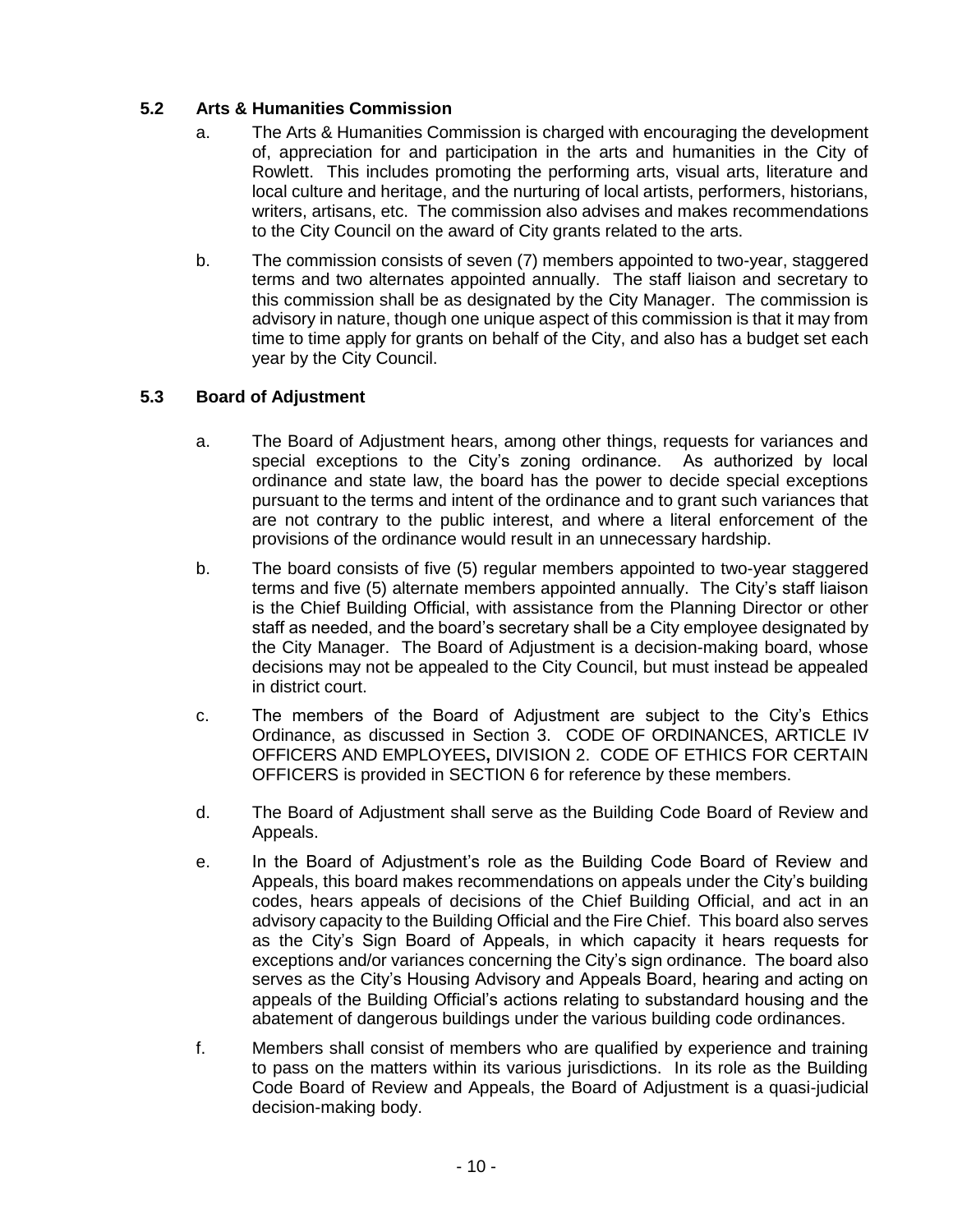### 5.2 Arts & Humanities Commission

a. The Arts & Humanities Commission is charged with encouraging the development of, appreciation for and participation in the arts and humanities in the City of Rowlett. This includes promoting the performing arts, visual arts, literature and local culture and heritage, and the nurturing of local artists, performers, historians, writers, artisans, etc. The commission also advises and makes recommendations to the City Council on the award of City grants related to the arts.

b. The commission consists of seven (7) members appointed to two-year, staggered terms and two alternates appointed annually. The staff liaison and secretary to this commission shall be as designated by the City Manager. The commission is advisory in nature, though one unique aspect of this commission is that it may from time to time apply for grants on behalf of the City, and also has a budget set each year by the City Council.

### 5.3 Board of Adjustment

a. The Board of Adjustment hears, among other things, requests for variances and special exceptions to the City's zoning ordinance. As authorized by local ordinance and state law, the board has the power to decide special exceptions pursuant to the terms and intent of the ordinance and to grant such variances that are not contrary to the public interest, and where a literal enforcement of the provisions of the ordinance would result in an unnecessary hardship.

b. The board consists of five (5) regular members appointed to two-year staggered terms and five (5) alternate members appointed annually. The City's staff liaison is the Chief Building Official, with assistance from the Planning Director or other staff as needed, and the board's secretary shall be a City employee designated by the City Manager. The Board of Adjustment is a decision-making board, whose decisions may not be appealed to the City Council, but must instead be appealed in district court.

c. The members of the Board of Adjustment are subject to the City's Ethics Ordinance, as discussed in Section 3. CODE OF ORDINANCES, ARTICLE IV OFFICERS AND EMPLOYEES**,** DIVISION 2. CODE OF ETHICS FOR CERTAIN OFFICERS is provided in SECTION 6 for reference by these members.

d. The Board of Adjustment shall serve as the Building Code Board of Review and Appeals.

e. In the Board of Adjustment's role as the Building Code Board of Review and Appeals, this board makes recommendations on appeals under the City's building codes, hears appeals of decisions of the Chief Building Official, and act in an advisory capacity to the Building Official and the Fire Chief. This board also serves as the City's Sign Board of Appeals, in which capacity it hears requests for exceptions and/or variances concerning the City's sign ordinance. The board also serves as the City's Housing Advisory and Appeals Board, hearing and acting on appeals of the Building Official's actions relating to substandard housing and the abatement of dangerous buildings under the various building code ordinances.

f. Members shall consist of members who are qualified by experience and training to pass on the matters within its various jurisdictions. In its role as the Building Code Board of Review and Appeals, the Board of Adjustment is a quasi-judicial decision-making body.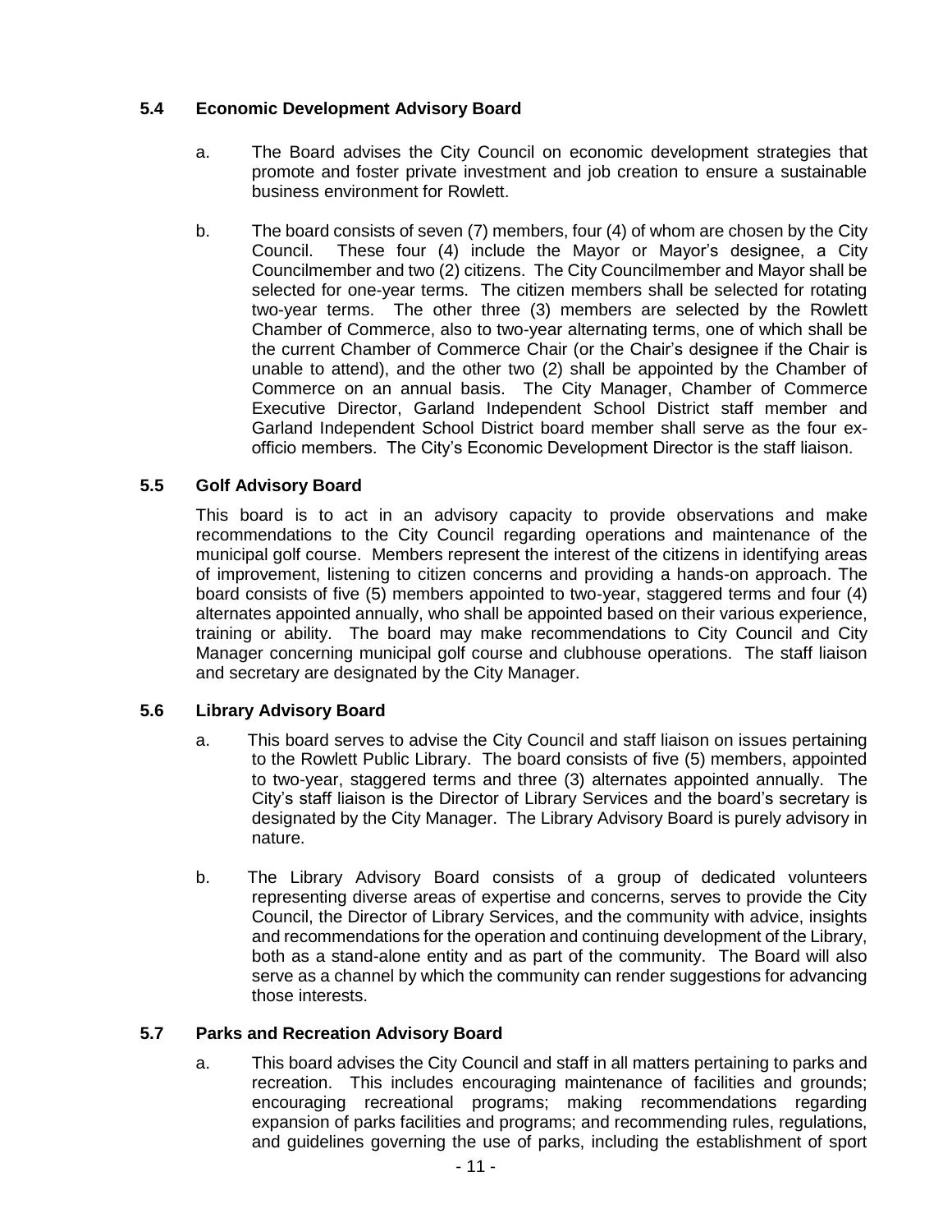### 5.4 Economic Development Advisory Board

a. The Board advises the City Council on economic development strategies that promote and foster private investment and job creation to ensure a sustainable business environment for Rowlett.

b. The board consists of seven (7) members, four (4) of whom are chosen by the City Council. These four (4) include the Mayor or Mayor's designee, a City Councilmember and two (2) citizens. The City Councilmember and Mayor shall be selected for one-year terms. The citizen members shall be selected for rotating two-year terms. The other three (3) members are selected by the Rowlett Chamber of Commerce, also to two-year alternating terms, one of which shall be the current Chamber of Commerce Chair (or the Chair's designee if the Chair is unable to attend), and the other two (2) shall be appointed by the Chamber of Commerce on an annual basis. The City Manager, Chamber of Commerce Executive Director, Garland Independent School District staff member and Garland Independent School District board member shall serve as the four ex-officio members. The City's Economic Development Director is the staff liaison.

### 5.5 Golf Advisory Board

This board is to act in an advisory capacity to provide observations and make recommendations to the City Council regarding operations and maintenance of the municipal golf course. Members represent the interest of the citizens in identifying areas of improvement, listening to citizen concerns and providing a hands-on approach. The board consists of five (5) members appointed to two-year, staggered terms and four (4) alternates appointed annually, who shall be appointed based on their various experience, training or ability. The board may make recommendations to City Council and City Manager concerning municipal golf course and clubhouse operations. The staff liaison and secretary are designated by the City Manager.

### 5.6 Library Advisory Board

a. This board serves to advise the City Council and staff liaison on issues pertaining to the Rowlett Public Library. The board consists of five (5) members, appointed to two-year, staggered terms and three (3) alternates appointed annually. The City's staff liaison is the Director of Library Services and the board's secretary is designated by the City Manager. The Library Advisory Board is purely advisory in nature.

b. The Library Advisory Board consists of a group of dedicated volunteers representing diverse areas of expertise and concerns, serves to provide the City Council, the Director of Library Services, and the community with advice, insights and recommendations for the operation and continuing development of the Library, both as a stand-alone entity and as part of the community. The Board will also serve as a channel by which the community can render suggestions for advancing those interests.

### 5.7 Parks and Recreation Advisory Board

a. This board advises the City Council and staff in all matters pertaining to parks and recreation. This includes encouraging maintenance of facilities and grounds; encouraging recreational programs; making recommendations regarding expansion of parks facilities and programs; and recommending rules, regulations, and guidelines governing the use of parks, including the establishment of sport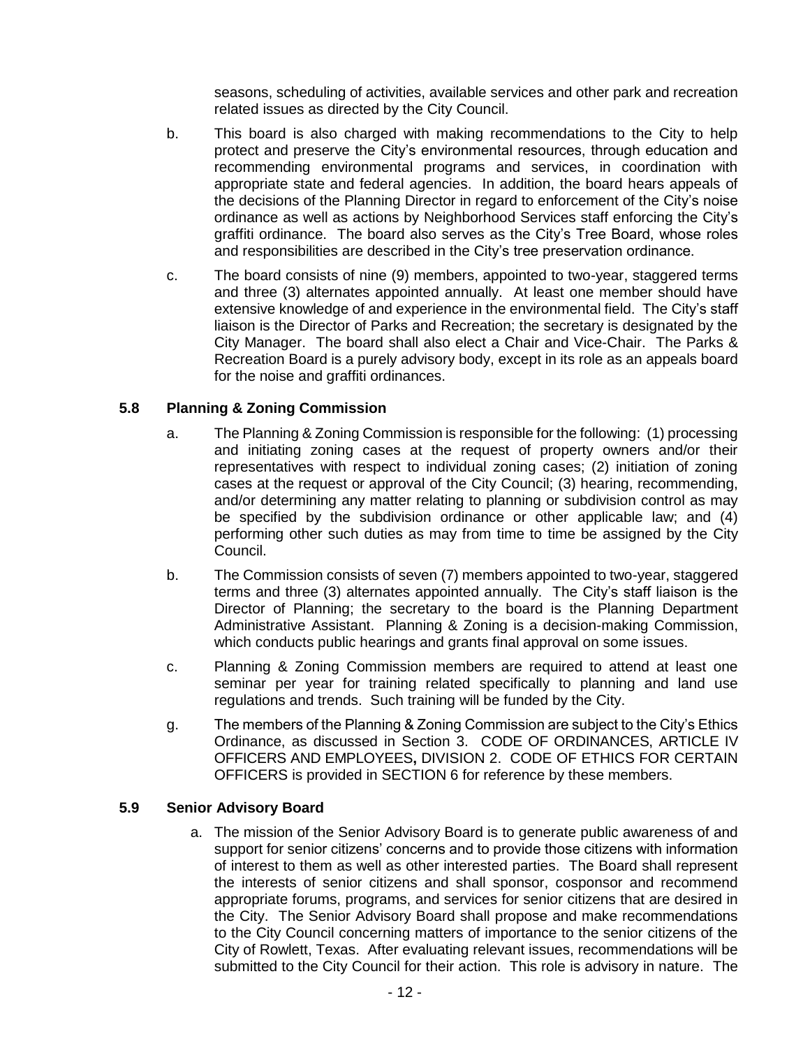seasons, scheduling of activities, available services and other park and recreation related issues as directed by the City Council.

b. This board is also charged with making recommendations to the City to help protect and preserve the City's environmental resources, through education and recommending environmental programs and services, in coordination with appropriate state and federal agencies. In addition, the board hears appeals of the decisions of the Planning Director in regard to enforcement of the City's noise ordinance as well as actions by Neighborhood Services staff enforcing the City's graffiti ordinance. The board also serves as the City's Tree Board, whose roles and responsibilities are described in the City's tree preservation ordinance.

c. The board consists of nine (9) members, appointed to two-year, staggered terms and three (3) alternates appointed annually. At least one member should have extensive knowledge of and experience in the environmental field. The City's staff liaison is the Director of Parks and Recreation; the secretary is designated by the City Manager. The board shall also elect a Chair and Vice-Chair. The Parks & Recreation Board is a purely advisory body, except in its role as an appeals board for the noise and graffiti ordinances.

### 5.8 Planning & Zoning Commission

a. The Planning & Zoning Commission is responsible for the following: (1) processing and initiating zoning cases at the request of property owners and/or their representatives with respect to individual zoning cases; (2) initiation of zoning cases at the request or approval of the City Council; (3) hearing, recommending, and/or determining any matter relating to planning or subdivision control as may be specified by the subdivision ordinance or other applicable law; and (4) performing other such duties as may from time to time be assigned by the City Council.

b. The Commission consists of seven (7) members appointed to two-year, staggered terms and three (3) alternates appointed annually. The City's staff liaison is the Director of Planning; the secretary to the board is the Planning Department Administrative Assistant. Planning & Zoning is a decision-making Commission, which conducts public hearings and grants final approval on some issues.

c. Planning & Zoning Commission members are required to attend at least one seminar per year for training related specifically to planning and land use regulations and trends. Such training will be funded by the City.

g. The members of the Planning & Zoning Commission are subject to the City's Ethics Ordinance, as discussed in Section 3. CODE OF ORDINANCES, ARTICLE IV OFFICERS AND EMPLOYEES**,** DIVISION 2. CODE OF ETHICS FOR CERTAIN OFFICERS is provided in SECTION 6 for reference by these members.

### 5.9 Senior Advisory Board

a. The mission of the Senior Advisory Board is to generate public awareness of and support for senior citizens' concerns and to provide those citizens with information of interest to them as well as other interested parties. The Board shall represent the interests of senior citizens and shall sponsor, cosponsor and recommend appropriate forums, programs, and services for senior citizens that are desired in the City. The Senior Advisory Board shall propose and make recommendations to the City Council concerning matters of importance to the senior citizens of the City of Rowlett, Texas. After evaluating relevant issues, recommendations will be submitted to the City Council for their action. This role is advisory in nature. The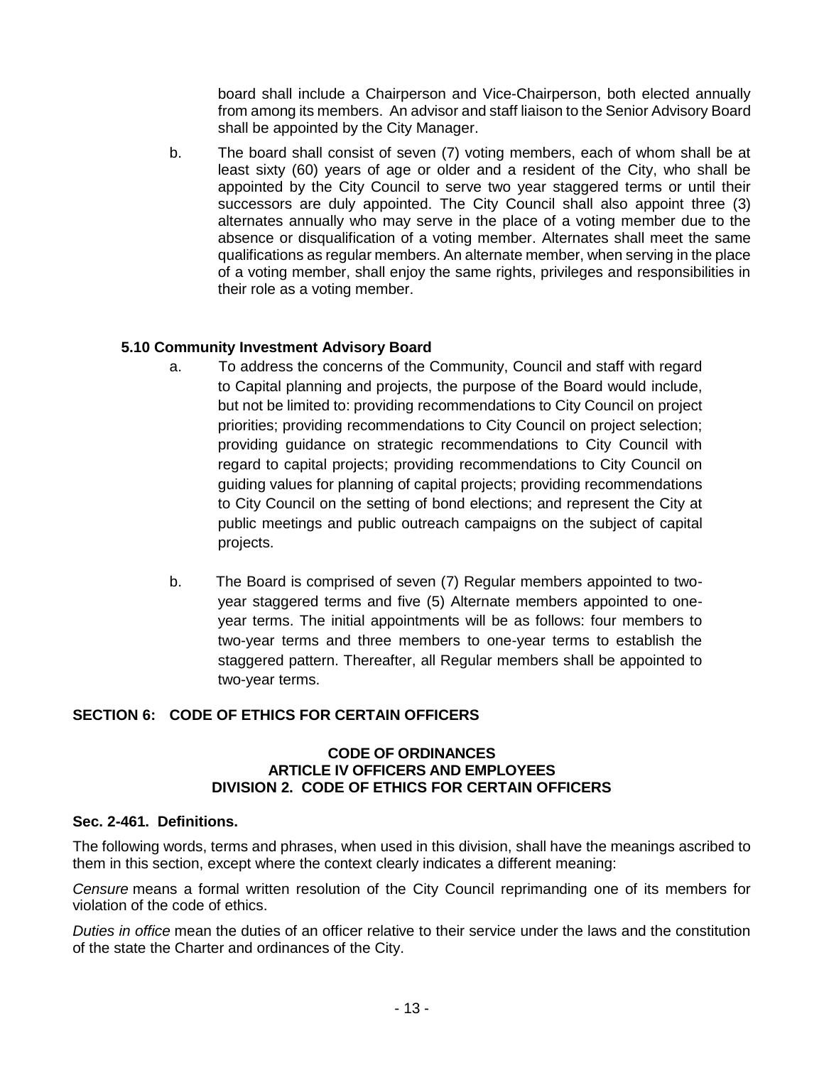board shall include a Chairperson and Vice-Chairperson, both elected annually from among its members. An advisor and staff liaison to the Senior Advisory Board shall be appointed by the City Manager.

b. The board shall consist of seven (7) voting members, each of whom shall be at least sixty (60) years of age or older and a resident of the City, who shall be appointed by the City Council to serve two year staggered terms or until their successors are duly appointed. The City Council shall also appoint three (3) alternates annually who may serve in the place of a voting member due to the absence or disqualification of a voting member. Alternates shall meet the same qualifications as regular members. An alternate member, when serving in the place of a voting member, shall enjoy the same rights, privileges and responsibilities in their role as a voting member.

### 5.10 Community Investment Advisory Board

a. To address the concerns of the Community, Council and staff with regard to Capital planning and projects, the purpose of the Board would include, but not be limited to: providing recommendations to City Council on project priorities; providing recommendations to City Council on project selection; providing guidance on strategic recommendations to City Council with regard to capital projects; providing recommendations to City Council on guiding values for planning of capital projects; providing recommendations to City Council on the setting of bond elections; and represent the City at public meetings and public outreach campaigns on the subject of capital projects.

b. The Board is comprised of seven (7) Regular members appointed to two-year staggered terms and five (5) Alternate members appointed to one-year terms. The initial appointments will be as follows: four members to two-year terms and three members to one-year terms to establish the staggered pattern. Thereafter, all Regular members shall be appointed to two-year terms.

## SECTION 6: CODE OF ETHICS FOR CERTAIN OFFICERS

**CODE OF ORDINANCES**
**ARTICLE IV OFFICERS AND EMPLOYEES**
**DIVISION 2. CODE OF ETHICS FOR CERTAIN OFFICERS**

### Sec. 2-461. Definitions.

The following words, terms and phrases, when used in this division, shall have the meanings ascribed to them in this section, except where the context clearly indicates a different meaning:

*Censure* means a formal written resolution of the City Council reprimanding one of its members for violation of the code of ethics.

*Duties in office* mean the duties of an officer relative to their service under the laws and the constitution of the state the Charter and ordinances of the City.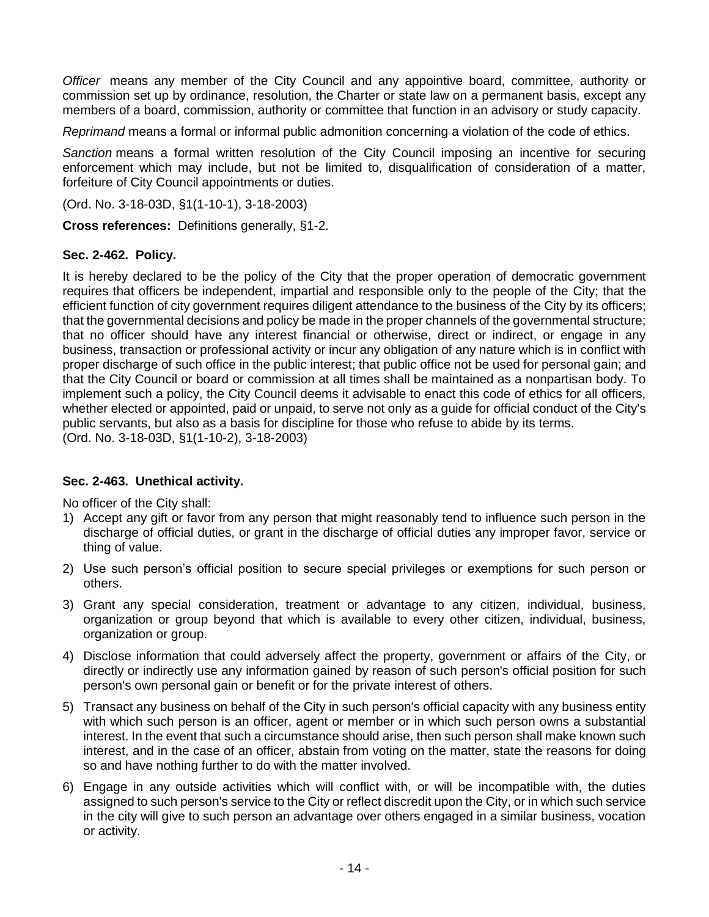*Officer* means any member of the City Council and any appointive board, committee, authority or commission set up by ordinance, resolution, the Charter or state law on a permanent basis, except any members of a board, commission, authority or committee that function in an advisory or study capacity.

*Reprimand* means a formal or informal public admonition concerning a violation of the code of ethics.

*Sanction* means a formal written resolution of the City Council imposing an incentive for securing enforcement which may include, but not be limited to, disqualification of consideration of a matter, forfeiture of City Council appointments or duties.

(Ord. No. 3-18-03D, §1(1-10-1), 3-18-2003)

**Cross references:** Definitions generally, §1-2.

### Sec. 2-462. Policy.

It is hereby declared to be the policy of the City that the proper operation of democratic government requires that officers be independent, impartial and responsible only to the people of the City; that the efficient function of city government requires diligent attendance to the business of the City by its officers; that the governmental decisions and policy be made in the proper channels of the governmental structure; that no officer should have any interest financial or otherwise, direct or indirect, or engage in any business, transaction or professional activity or incur any obligation of any nature which is in conflict with proper discharge of such office in the public interest; that public office not be used for personal gain; and that the City Council or board or commission at all times shall be maintained as a nonpartisan body. To implement such a policy, the City Council deems it advisable to enact this code of ethics for all officers, whether elected or appointed, paid or unpaid, to serve not only as a guide for official conduct of the City's public servants, but also as a basis for discipline for those who refuse to abide by its terms.
(Ord. No. 3-18-03D, §1(1-10-2), 3-18-2003)

### Sec. 2-463. Unethical activity.

No officer of the City shall:

1) Accept any gift or favor from any person that might reasonably tend to influence such person in the discharge of official duties, or grant in the discharge of official duties any improper favor, service or thing of value.
2) Use such person's official position to secure special privileges or exemptions for such person or others.
3) Grant any special consideration, treatment or advantage to any citizen, individual, business, organization or group beyond that which is available to every other citizen, individual, business, organization or group.
4) Disclose information that could adversely affect the property, government or affairs of the City, or directly or indirectly use any information gained by reason of such person's official position for such person's own personal gain or benefit or for the private interest of others.
5) Transact any business on behalf of the City in such person's official capacity with any business entity with which such person is an officer, agent or member or in which such person owns a substantial interest. In the event that such a circumstance should arise, then such person shall make known such interest, and in the case of an officer, abstain from voting on the matter, state the reasons for doing so and have nothing further to do with the matter involved.
6) Engage in any outside activities which will conflict with, or will be incompatible with, the duties assigned to such person's service to the City or reflect discredit upon the City, or in which such service in the city will give to such person an advantage over others engaged in a similar business, vocation or activity.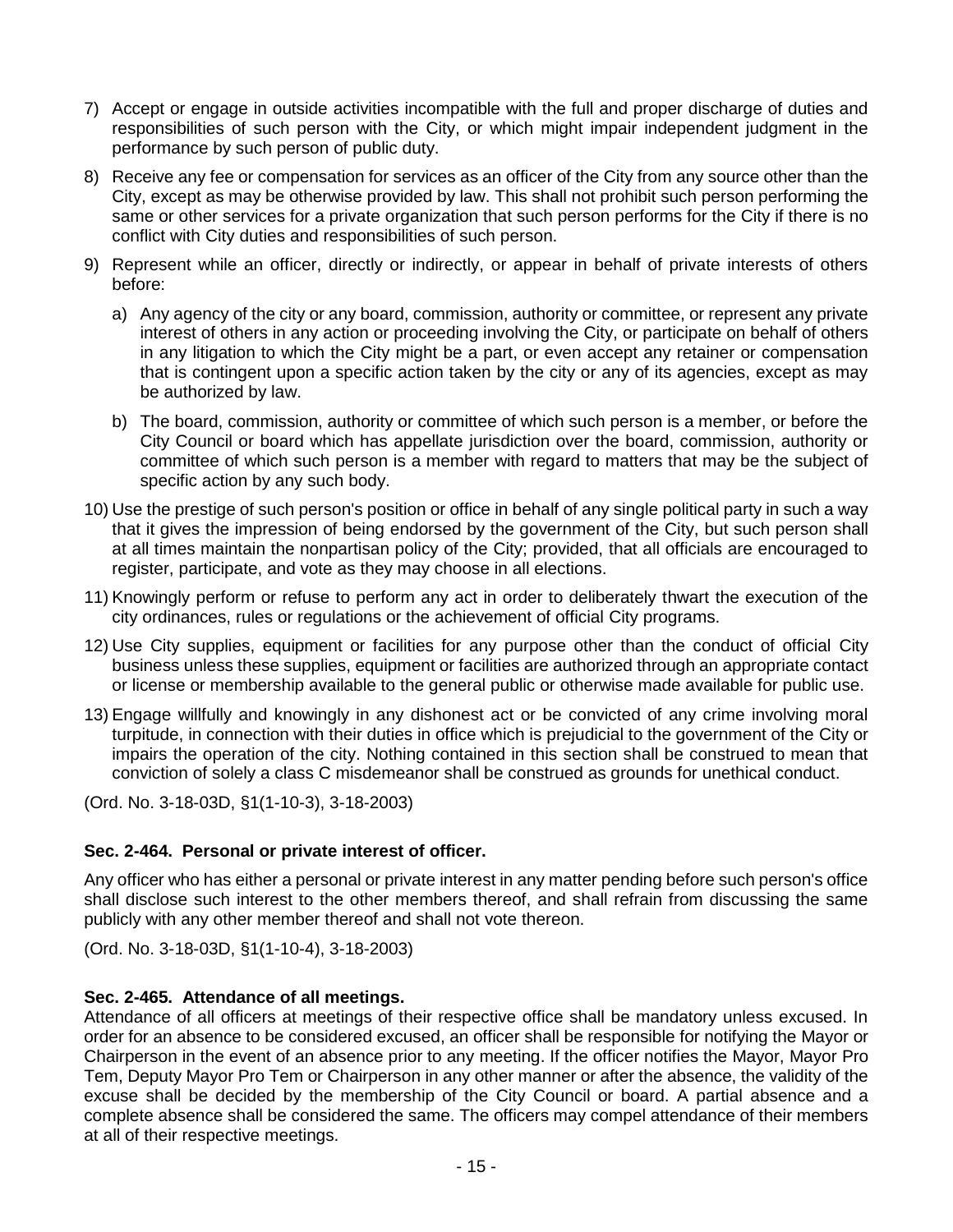7) Accept or engage in outside activities incompatible with the full and proper discharge of duties and responsibilities of such person with the City, or which might impair independent judgment in the performance by such person of public duty.

8) Receive any fee or compensation for services as an officer of the City from any source other than the City, except as may be otherwise provided by law. This shall not prohibit such person performing the same or other services for a private organization that such person performs for the City if there is no conflict with City duties and responsibilities of such person.

9) Represent while an officer, directly or indirectly, or appear in behalf of private interests of others before:

   a) Any agency of the city or any board, commission, authority or committee, or represent any private interest of others in any action or proceeding involving the City, or participate on behalf of others in any litigation to which the City might be a part, or even accept any retainer or compensation that is contingent upon a specific action taken by the city or any of its agencies, except as may be authorized by law.

   b) The board, commission, authority or committee of which such person is a member, or before the City Council or board which has appellate jurisdiction over the board, commission, authority or committee of which such person is a member with regard to matters that may be the subject of specific action by any such body.

10) Use the prestige of such person's position or office in behalf of any single political party in such a way that it gives the impression of being endorsed by the government of the City, but such person shall at all times maintain the nonpartisan policy of the City; provided, that all officials are encouraged to register, participate, and vote as they may choose in all elections.

11) Knowingly perform or refuse to perform any act in order to deliberately thwart the execution of the city ordinances, rules or regulations or the achievement of official City programs.

12) Use City supplies, equipment or facilities for any purpose other than the conduct of official City business unless these supplies, equipment or facilities are authorized through an appropriate contact or license or membership available to the general public or otherwise made available for public use.

13) Engage willfully and knowingly in any dishonest act or be convicted of any crime involving moral turpitude, in connection with their duties in office which is prejudicial to the government of the City or impairs the operation of the city. Nothing contained in this section shall be construed to mean that conviction of solely a class C misdemeanor shall be construed as grounds for unethical conduct.

(Ord. No. 3-18-03D, §1(1-10-3), 3-18-2003)

### Sec. 2-464. Personal or private interest of officer.

Any officer who has either a personal or private interest in any matter pending before such person's office shall disclose such interest to the other members thereof, and shall refrain from discussing the same publicly with any other member thereof and shall not vote thereon.

(Ord. No. 3-18-03D, §1(1-10-4), 3-18-2003)

### Sec. 2-465. Attendance of all meetings.

Attendance of all officers at meetings of their respective office shall be mandatory unless excused. In order for an absence to be considered excused, an officer shall be responsible for notifying the Mayor or Chairperson in the event of an absence prior to any meeting. If the officer notifies the Mayor, Mayor Pro Tem, Deputy Mayor Pro Tem or Chairperson in any other manner or after the absence, the validity of the excuse shall be decided by the membership of the City Council or board. A partial absence and a complete absence shall be considered the same. The officers may compel attendance of their members at all of their respective meetings.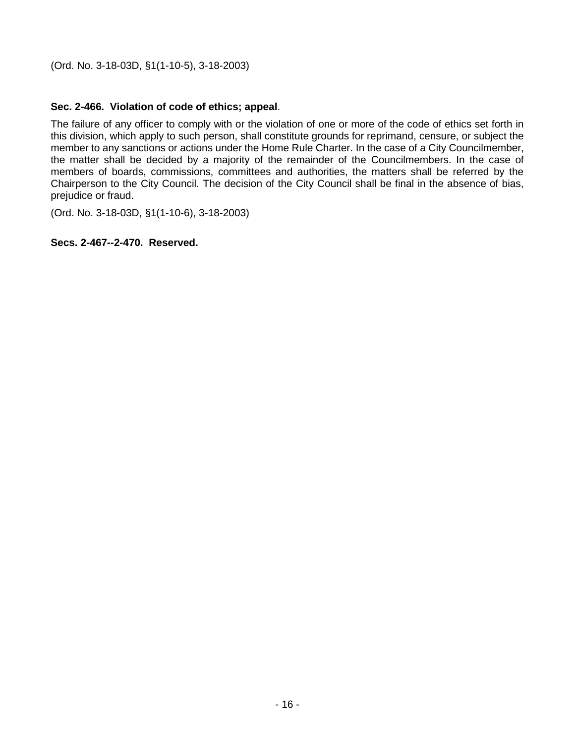(Ord. No. 3-18-03D, §1(1-10-5), 3-18-2003)

**Sec. 2-466. Violation of code of ethics; appeal**.

The failure of any officer to comply with or the violation of one or more of the code of ethics set forth in this division, which apply to such person, shall constitute grounds for reprimand, censure, or subject the member to any sanctions or actions under the Home Rule Charter. In the case of a City Councilmember, the matter shall be decided by a majority of the remainder of the Councilmembers. In the case of members of boards, commissions, committees and authorities, the matters shall be referred by the Chairperson to the City Council. The decision of the City Council shall be final in the absence of bias, prejudice or fraud.

(Ord. No. 3-18-03D, §1(1-10-6), 3-18-2003)

**Secs. 2-467--2-470. Reserved.**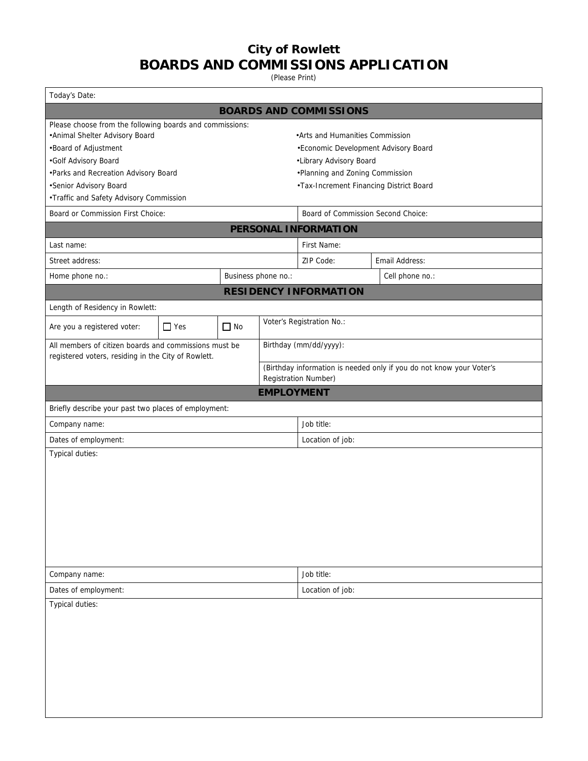# City of Rowlett
# BOARDS AND COMMISSIONS APPLICATION

(Please Print)

Today's Date:

## BOARDS AND COMMISSIONS

Please choose from the following boards and commissions:

- Animal Shelter Advisory Board
- Arts and Humanities Commission
- Board of Adjustment
- Economic Development Advisory Board
- Golf Advisory Board
- Library Advisory Board
- Parks and Recreation Advisory Board
- Planning and Zoning Commission
- Senior Advisory Board
- Tax-Increment Financing District Board
- Traffic and Safety Advisory Commission

| Board or Commission First Choice: | Board of Commission Second Choice: |
|---|---|

## PERSONAL INFORMATION

| Last name: | First Name: | |
|---|---|---|
| Street address: | ZIP Code: | Email Address: |
| Home phone no.: | Business phone no.: | Cell phone no.: |

## RESIDENCY INFORMATION

Length of Residency in Rowlett:

| Are you a registered voter: | ☐ Yes | ☐ No | Voter's Registration No.: |
|---|---|---|---|

| All members of citizen boards and commissions must be registered voters, residing in the City of Rowlett. | Birthday (mm/dd/yyyy): |
|---|---|
| | (Birthday information is needed only if you do not know your Voter's Registration Number) |

## EMPLOYMENT

Briefly describe your past two places of employment:

| Company name: | Job title: |
|---|---|
| Dates of employment: | Location of job: |

Typical duties:

| Company name: | Job title: |
|---|---|
| Dates of employment: | Location of job: |

Typical duties: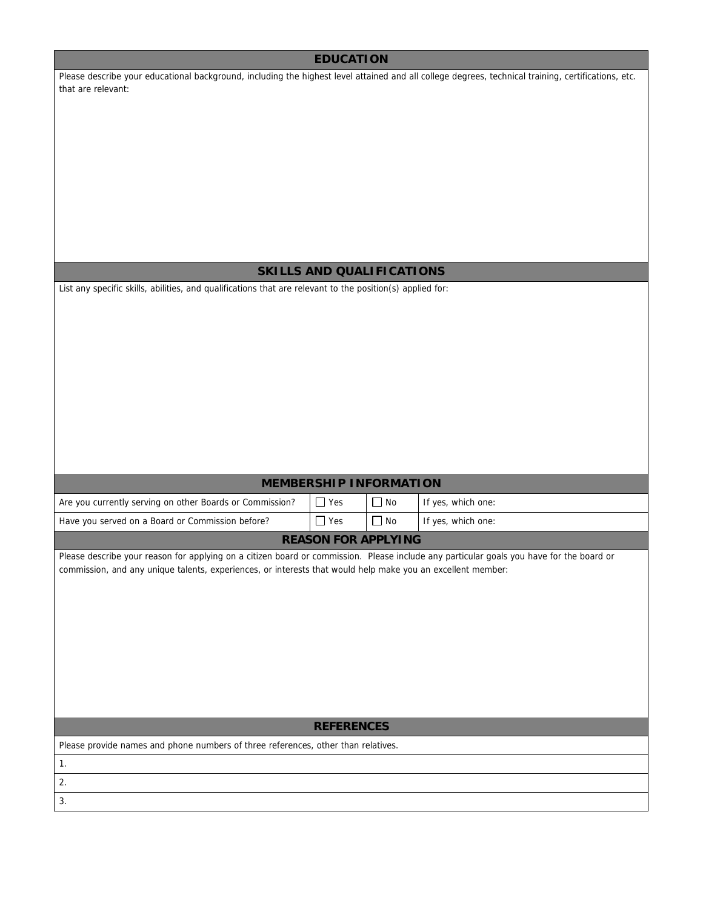## EDUCATION

Please describe your educational background, including the highest level attained and all college degrees, technical training, certifications, etc. that are relevant:

## SKILLS AND QUALIFICATIONS

List any specific skills, abilities, and qualifications that are relevant to the position(s) applied for:

## MEMBERSHIP INFORMATION

| | | | |
|---|---|---|---|
| Are you currently serving on other Boards or Commission? | ☐ Yes | ☐ No | If yes, which one: |
| Have you served on a Board or Commission before? | ☐ Yes | ☐ No | If yes, which one: |

## REASON FOR APPLYING

Please describe your reason for applying on a citizen board or commission. Please include any particular goals you have for the board or commission, and any unique talents, experiences, or interests that would help make you an excellent member:

## REFERENCES

Please provide names and phone numbers of three references, other than relatives.

1.

2.

3.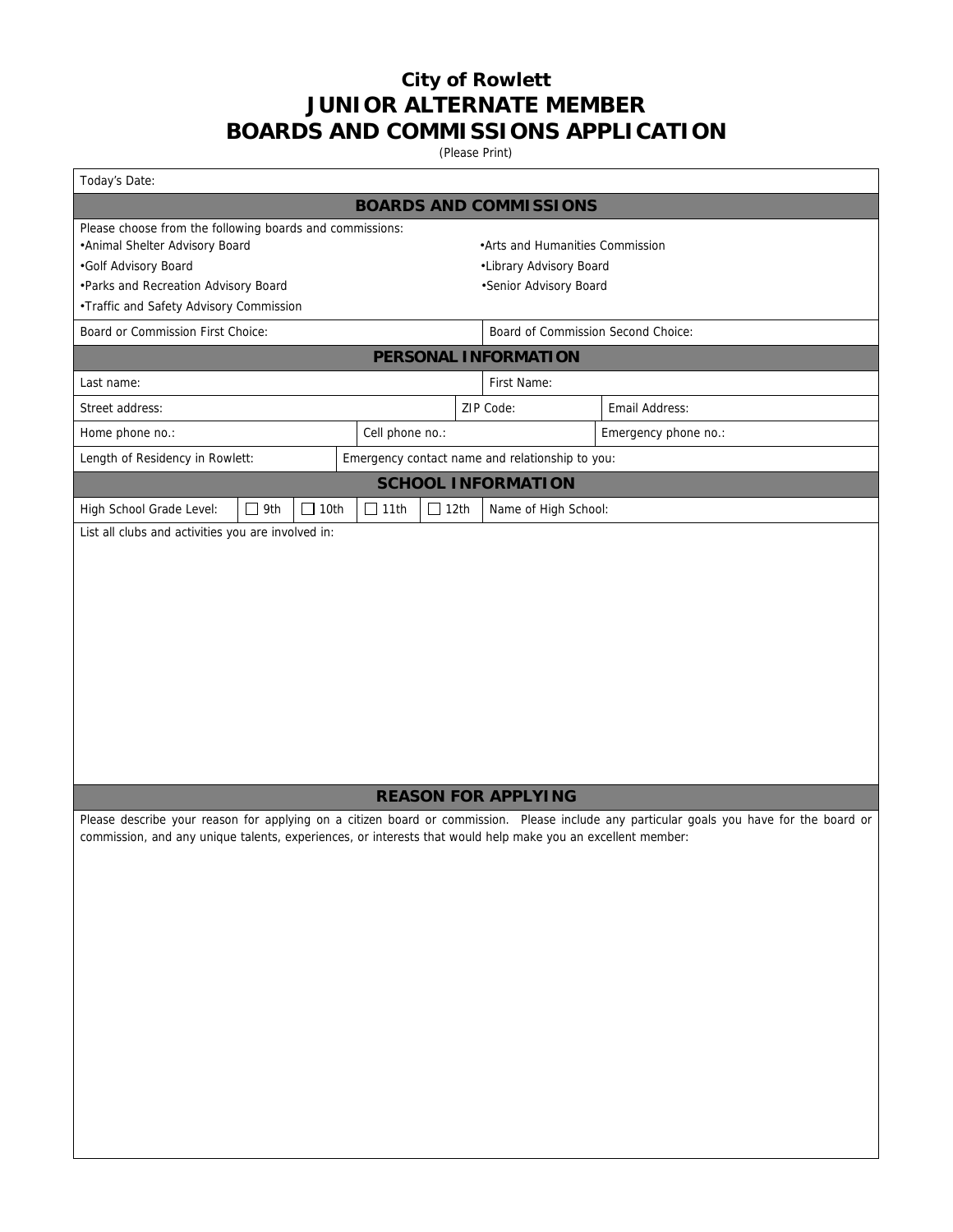# City of Rowlett
# JUNIOR ALTERNATE MEMBER
# BOARDS AND COMMISSIONS APPLICATION

(Please Print)

Today's Date:

## BOARDS AND COMMISSIONS

Please choose from the following boards and commissions:

- Animal Shelter Advisory Board
- Arts and Humanities Commission
- Golf Advisory Board
- Library Advisory Board
- Parks and Recreation Advisory Board
- Senior Advisory Board
- Traffic and Safety Advisory Commission

| Board or Commission First Choice: | Board of Commission Second Choice: |
|---|---|

## PERSONAL INFORMATION

| Last name: | First Name: | |
|---|---|---|
| Street address: | ZIP Code: | Email Address: |
| Home phone no.: | Cell phone no.: | Emergency phone no.: |
| Length of Residency in Rowlett: | Emergency contact name and relationship to you: | |

## SCHOOL INFORMATION

| High School Grade Level: | ☐ 9th | ☐ 10th | ☐ 11th | ☐ 12th | Name of High School: |
|---|---|---|---|---|---|

List all clubs and activities you are involved in:

## REASON FOR APPLYING

Please describe your reason for applying on a citizen board or commission. Please include any particular goals you have for the board or commission, and any unique talents, experiences, or interests that would help make you an excellent member: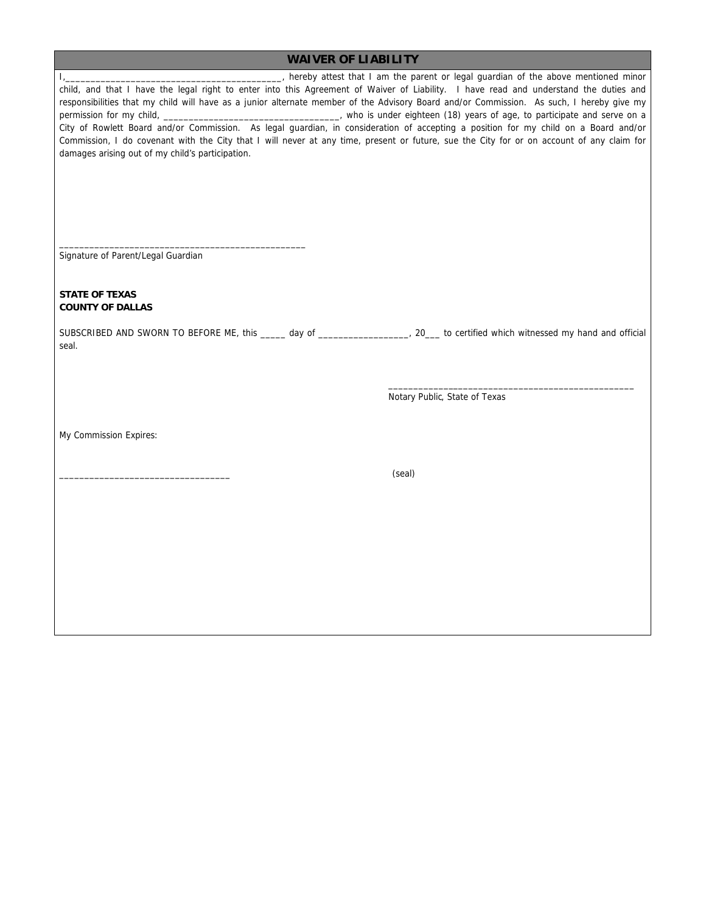## WAIVER OF LIABILITY

I,____________________________________________, hereby attest that I am the parent or legal guardian of the above mentioned minor child, and that I have the legal right to enter into this Agreement of Waiver of Liability. I have read and understand the duties and responsibilities that my child will have as a junior alternate member of the Advisory Board and/or Commission. As such, I hereby give my permission for my child, ___________________________________, who is under eighteen (18) years of age, to participate and serve on a City of Rowlett Board and/or Commission. As legal guardian, in consideration of accepting a position for my child on a Board and/or Commission, I do covenant with the City that I will never at any time, present or future, sue the City for or on account of any claim for damages arising out of my child's participation.

__________________________________________________

Signature of Parent/Legal Guardian

**STATE OF TEXAS**
**COUNTY OF DALLAS**

SUBSCRIBED AND SWORN TO BEFORE ME, this _____ day of __________________, 20___ to certified which witnessed my hand and official seal.

__________________________________________________

Notary Public, State of Texas

My Commission Expires:

__________________________________

(seal)